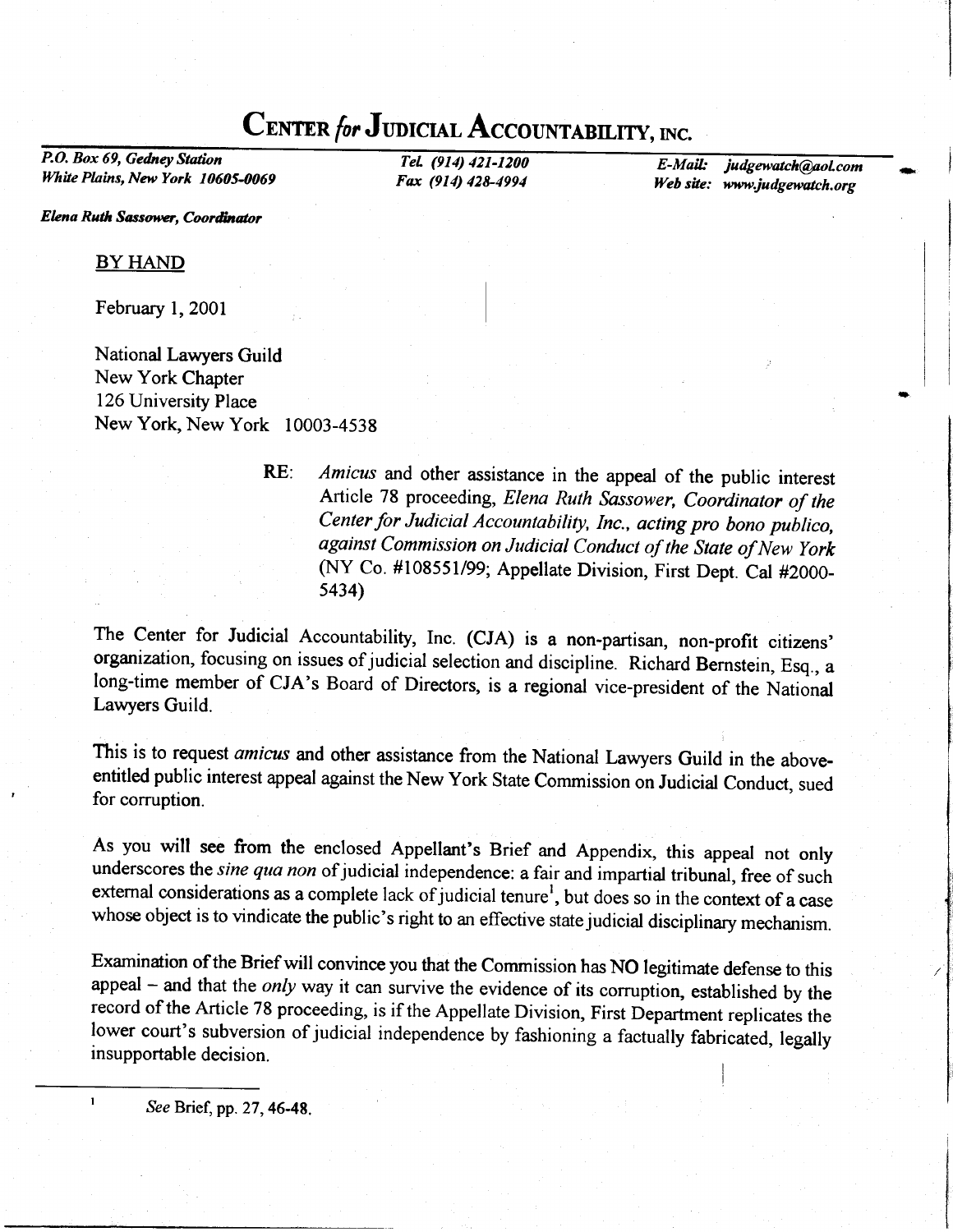# CENTER *for* JUDICIAL ACCOUNTABILITY, INC.

*P.O. Box 69, Gedney Station*
*White Plains, New York 10605-0069*

*Tel. (914) 421-1200*
*Fax (914) 428-4994*

*E-Mail: judgewatch@aol.com*
*Web site: www.judgewatch.org*

***Elena Ruth Sassower, Coordinator***

BY HAND

February 1, 2001

National Lawyers Guild
New York Chapter
126 University Place
New York, New York 10003-4538

**RE:** *Amicus* and other assistance in the appeal of the public interest Article 78 proceeding, *Elena Ruth Sassower, Coordinator of the Center for Judicial Accountability, Inc., acting pro bono publico, against Commission on Judicial Conduct of the State of New York* (NY Co. #108551/99; Appellate Division, First Dept. Cal #2000-5434)

The Center for Judicial Accountability, Inc. (CJA) is a non-partisan, non-profit citizens' organization, focusing on issues of judicial selection and discipline. Richard Bernstein, Esq., a long-time member of CJA's Board of Directors, is a regional vice-president of the National Lawyers Guild.

This is to request *amicus* and other assistance from the National Lawyers Guild in the above-entitled public interest appeal against the New York State Commission on Judicial Conduct, sued for corruption.

As you will see from the enclosed Appellant's Brief and Appendix, this appeal not only underscores the *sine qua non* of judicial independence: a fair and impartial tribunal, free of such external considerations as a complete lack of judicial tenure[1], but does so in the context of a case whose object is to vindicate the public's right to an effective state judicial disciplinary mechanism.

Examination of the Brief will convince you that the Commission has NO legitimate defense to this appeal – and that the *only* way it can survive the evidence of its corruption, established by the record of the Article 78 proceeding, is if the Appellate Division, First Department replicates the lower court's subversion of judicial independence by fashioning a factually fabricated, legally insupportable decision.

---

[1] *See* Brief, pp. 27, 46-48.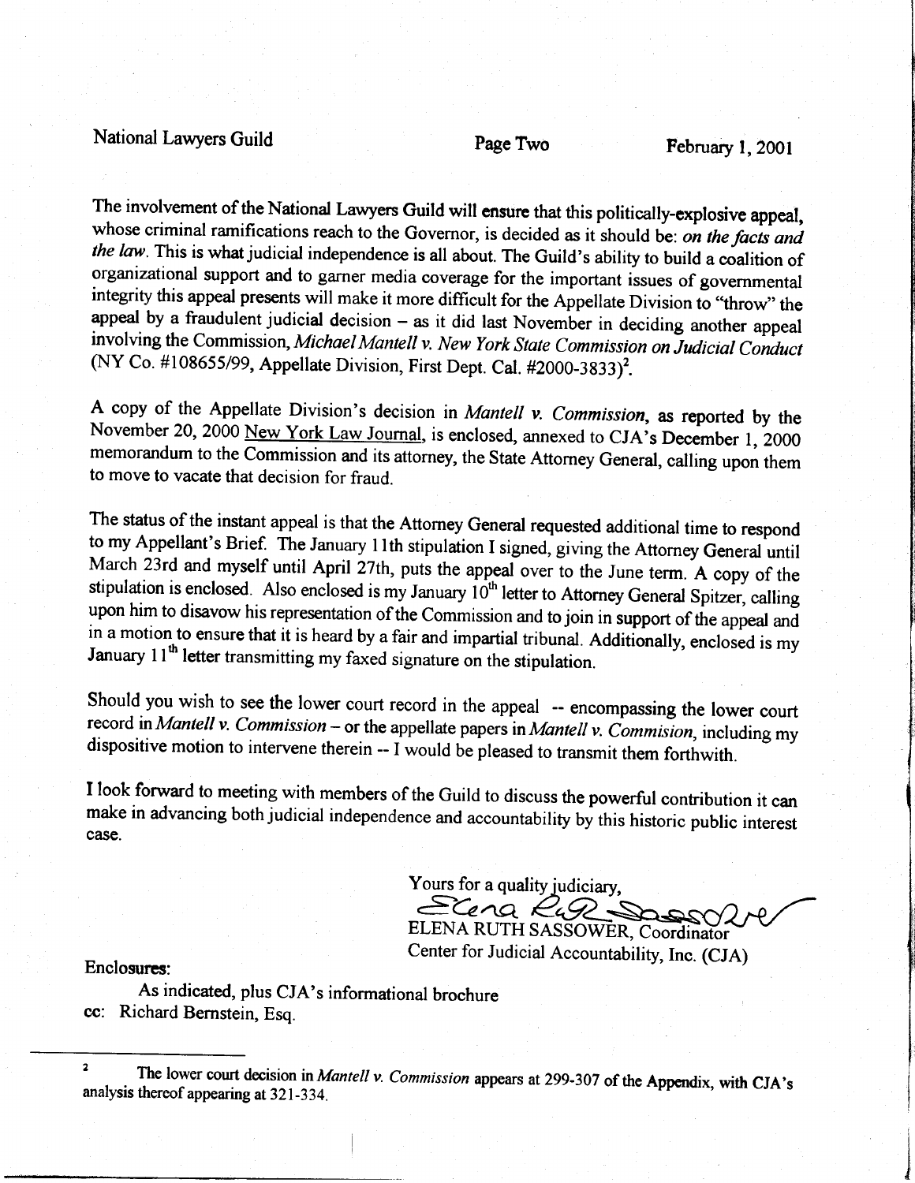The involvement of the National Lawyers Guild will ensure that this politically-explosive appeal, whose criminal ramifications reach to the Governor, is decided as it should be: *on the facts and the law*. This is what judicial independence is all about. The Guild's ability to build a coalition of organizational support and to garner media coverage for the important issues of governmental integrity this appeal presents will make it more difficult for the Appellate Division to "throw" the appeal by a fraudulent judicial decision – as it did last November in deciding another appeal involving the Commission, *Michael Mantell v. New York State Commission on Judicial Conduct* (NY Co. #108655/99, Appellate Division, First Dept. Cal. #2000-3833)[2].

A copy of the Appellate Division's decision in *Mantell v. Commission*, as reported by the November 20, 2000 New York Law Journal, is enclosed, annexed to CJA's December 1, 2000 memorandum to the Commission and its attorney, the State Attorney General, calling upon them to move to vacate that decision for fraud.

The status of the instant appeal is that the Attorney General requested additional time to respond to my Appellant's Brief. The January 11th stipulation I signed, giving the Attorney General until March 23rd and myself until April 27th, puts the appeal over to the June term. A copy of the stipulation is enclosed. Also enclosed is my January 10th letter to Attorney General Spitzer, calling upon him to disavow his representation of the Commission and to join in support of the appeal and in a motion to ensure that it is heard by a fair and impartial tribunal. Additionally, enclosed is my January 11th letter transmitting my faxed signature on the stipulation.

Should you wish to see the lower court record in the appeal -- encompassing the lower court record in *Mantell v. Commission* – or the appellate papers in *Mantell v. Commision*, including my dispositive motion to intervene therein -- I would be pleased to transmit them forthwith.

I look forward to meeting with members of the Guild to discuss the powerful contribution it can make in advancing both judicial independence and accountability by this historic public interest case.

Yours for a quality judiciary,

ELENA RUTH SASSOWER, Coordinator
Center for Judicial Accountability, Inc. (CJA)

**Enclosures:**

As indicated, plus CJA's informational brochure

cc: Richard Bernstein, Esq.

---

[2] The lower court decision in *Mantell v. Commission* appears at 299-307 of the Appendix, with CJA's analysis thereof appearing at 321-334.